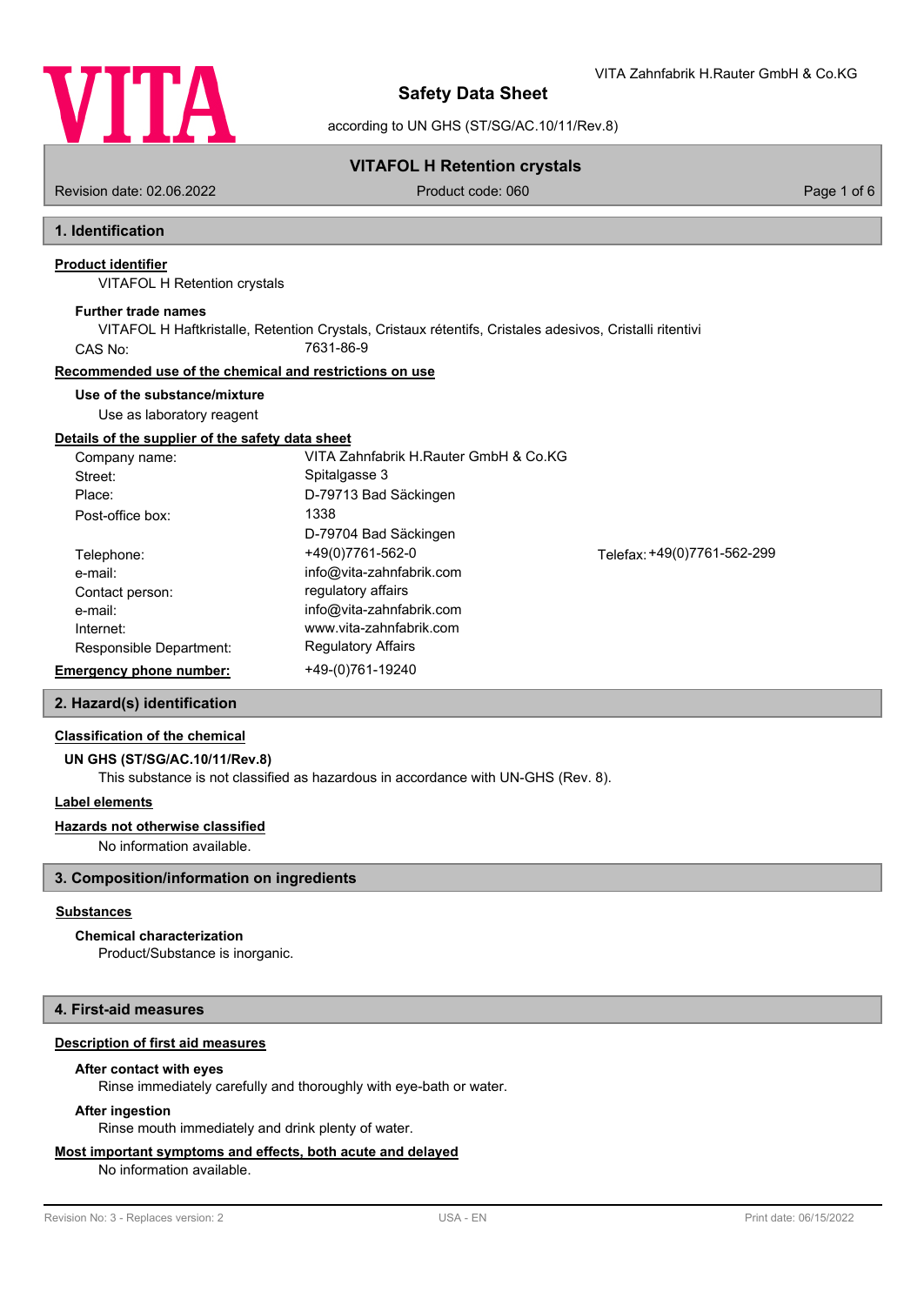# Safety Data Sheet

according to UN GHS (ST/SG/AC.10/11/Rev.8)

VITA Zahnfabrik H.Rauter GmbH & Co.KG

## VITAFOL H Retention crystals

Revision date: 02.06.2022 | Product code: 060

## 1. Identification

### Product identifier

VITAFOL H Retention crystals

**Further trade names**

VITAFOL H Haftkristalle, Retention Crystals, Cristaux rétentifs, Cristales adesivos, Cristalli ritentivi

CAS No: 7631-86-9

### Recommended use of the chemical and restrictions on use

**Use of the substance/mixture**

Use as laboratory reagent

### Details of the supplier of the safety data sheet

| | |
|---|---|
| Company name: | VITA Zahnfabrik H.Rauter GmbH & Co.KG |
| Street: | Spitalgasse 3 |
| Place: | D-79713 Bad Säckingen |
| Post-office box: | 1338 |
| | D-79704 Bad Säckingen |
| Telephone: | +49(0)7761-562-0 |
| Telefax: | +49(0)7761-562-299 |
| e-mail: | info@vita-zahnfabrik.com |
| Contact person: | regulatory affairs |
| e-mail: | info@vita-zahnfabrik.com |
| Internet: | www.vita-zahnfabrik.com |
| Responsible Department: | Regulatory Affairs |

**Emergency phone number:** +49-(0)761-19240

## 2. Hazard(s) identification

### Classification of the chemical

**UN GHS (ST/SG/AC.10/11/Rev.8)**

This substance is not classified as hazardous in accordance with UN-GHS (Rev. 8).

### Label elements

### Hazards not otherwise classified

No information available.

## 3. Composition/information on ingredients

### Substances

**Chemical characterization**

Product/Substance is inorganic.

## 4. First-aid measures

### Description of first aid measures

**After contact with eyes**

Rinse immediately carefully and thoroughly with eye-bath or water.

**After ingestion**

Rinse mouth immediately and drink plenty of water.

### Most important symptoms and effects, both acute and delayed

No information available.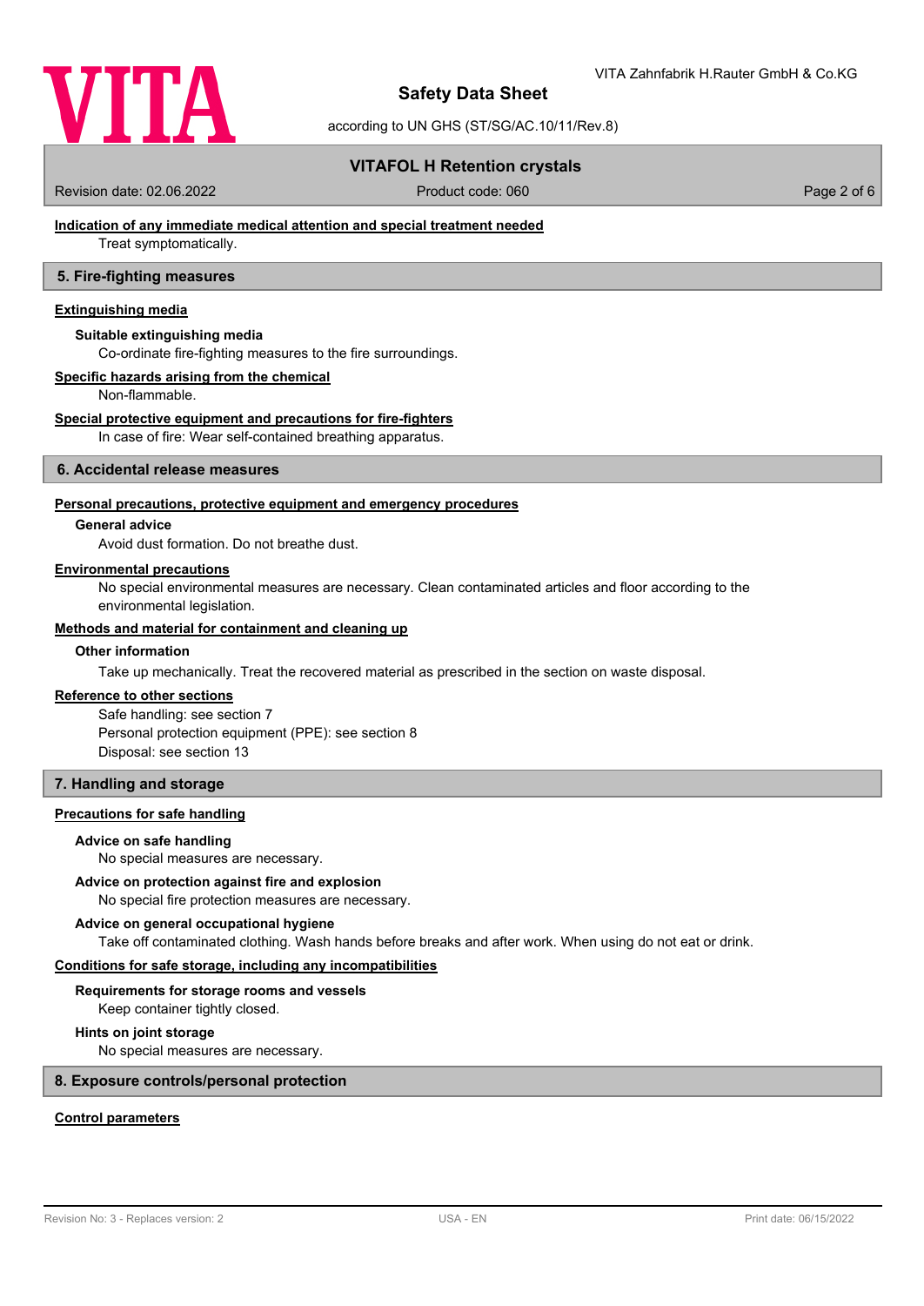#### Indication of any immediate medical attention and special treatment needed

Treat symptomatically.

## 5. Fire-fighting measures

#### Extinguishing media

**Suitable extinguishing media**

Co-ordinate fire-fighting measures to the fire surroundings.

#### Specific hazards arising from the chemical

Non-flammable.

#### Special protective equipment and precautions for fire-fighters

In case of fire: Wear self-contained breathing apparatus.

## 6. Accidental release measures

#### Personal precautions, protective equipment and emergency procedures

**General advice**

Avoid dust formation. Do not breathe dust.

#### Environmental precautions

No special environmental measures are necessary. Clean contaminated articles and floor according to the environmental legislation.

#### Methods and material for containment and cleaning up

**Other information**

Take up mechanically. Treat the recovered material as prescribed in the section on waste disposal.

#### Reference to other sections

Safe handling: see section 7
Personal protection equipment (PPE): see section 8
Disposal: see section 13

## 7. Handling and storage

#### Precautions for safe handling

**Advice on safe handling**

No special measures are necessary.

**Advice on protection against fire and explosion**

No special fire protection measures are necessary.

**Advice on general occupational hygiene**

Take off contaminated clothing. Wash hands before breaks and after work. When using do not eat or drink.

#### Conditions for safe storage, including any incompatibilities

**Requirements for storage rooms and vessels**

Keep container tightly closed.

**Hints on joint storage**

No special measures are necessary.

## 8. Exposure controls/personal protection

#### Control parameters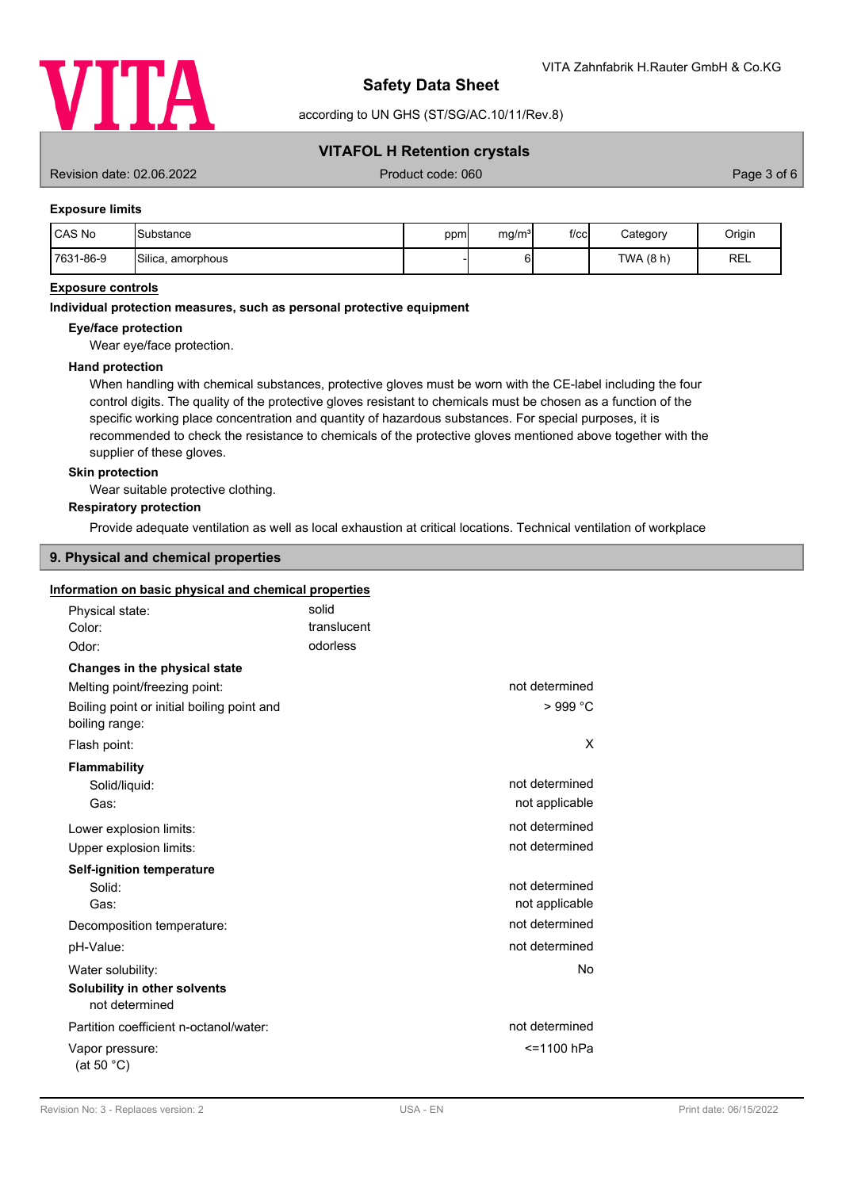### Exposure limits

| CAS No | Substance | ppm | mg/m³ | f/cc | Category | Origin |
|---|---|---|---|---|---|---|
| 7631-86-9 | Silica, amorphous | - | 6 | | TWA (8 h) | REL |

### Exposure controls

**Individual protection measures, such as personal protective equipment**

**Eye/face protection**

Wear eye/face protection.

**Hand protection**

When handling with chemical substances, protective gloves must be worn with the CE-label including the four control digits. The quality of the protective gloves resistant to chemicals must be chosen as a function of the specific working place concentration and quantity of hazardous substances. For special purposes, it is recommended to check the resistance to chemicals of the protective gloves mentioned above together with the supplier of these gloves.

**Skin protection**

Wear suitable protective clothing.

**Respiratory protection**

Provide adequate ventilation as well as local exhaustion at critical locations. Technical ventilation of workplace

## 9. Physical and chemical properties

### Information on basic physical and chemical properties

Physical state: solid
Color: translucent
Odor: odorless

**Changes in the physical state**

| | |
|---|---|
| Melting point/freezing point: | not determined |
| Boiling point or initial boiling point and boiling range: | > 999 °C |
| Flash point: | X |

**Flammability**

| | |
|---|---|
| Solid/liquid: | not determined |
| Gas: | not applicable |
| Lower explosion limits: | not determined |
| Upper explosion limits: | not determined |

**Self-ignition temperature**

| | |
|---|---|
| Solid: | not determined |
| Gas: | not applicable |
| Decomposition temperature: | not determined |
| pH-Value: | not determined |
| Water solubility: | No |

**Solubility in other solvents**

not determined

| | |
|---|---|
| Partition coefficient n-octanol/water: | not determined |
| Vapor pressure: (at 50 °C) | <=1100 hPa |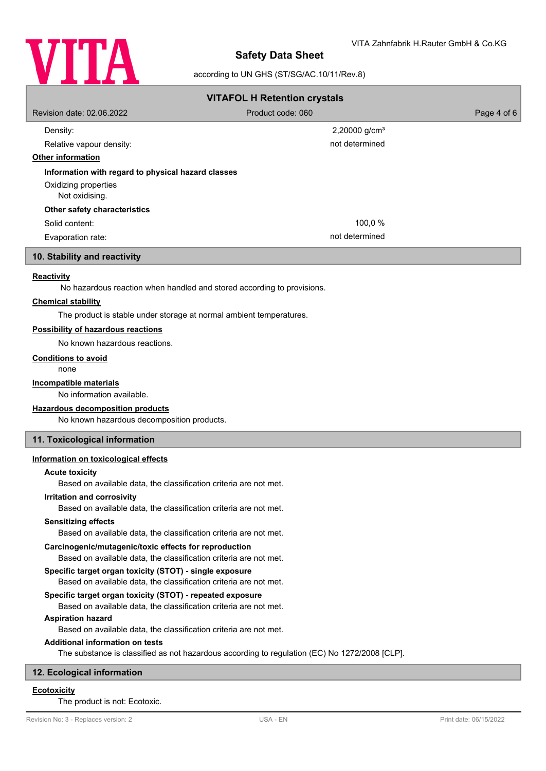| | |
|---|---|
| Density: | 2,20000 g/cm³ |
| Relative vapour density: | not determined |

**Other information**

**Information with regard to physical hazard classes**

Oxidizing properties
Not oxidising.

**Other safety characteristics**

| | |
|---|---|
| Solid content: | 100,0 % |
| Evaporation rate: | not determined |

## 10. Stability and reactivity

**Reactivity**

No hazardous reaction when handled and stored according to provisions.

**Chemical stability**

The product is stable under storage at normal ambient temperatures.

**Possibility of hazardous reactions**

No known hazardous reactions.

**Conditions to avoid**

none

**Incompatible materials**

No information available.

**Hazardous decomposition products**

No known hazardous decomposition products.

## 11. Toxicological information

**Information on toxicological effects**

**Acute toxicity**

Based on available data, the classification criteria are not met.

**Irritation and corrosivity**

Based on available data, the classification criteria are not met.

**Sensitizing effects**

Based on available data, the classification criteria are not met.

**Carcinogenic/mutagenic/toxic effects for reproduction**

Based on available data, the classification criteria are not met.

**Specific target organ toxicity (STOT) - single exposure**

Based on available data, the classification criteria are not met.

**Specific target organ toxicity (STOT) - repeated exposure**

Based on available data, the classification criteria are not met.

**Aspiration hazard**

Based on available data, the classification criteria are not met.

**Additional information on tests**

The substance is classified as not hazardous according to regulation (EC) No 1272/2008 [CLP].

## 12. Ecological information

**Ecotoxicity**

The product is not: Ecotoxic.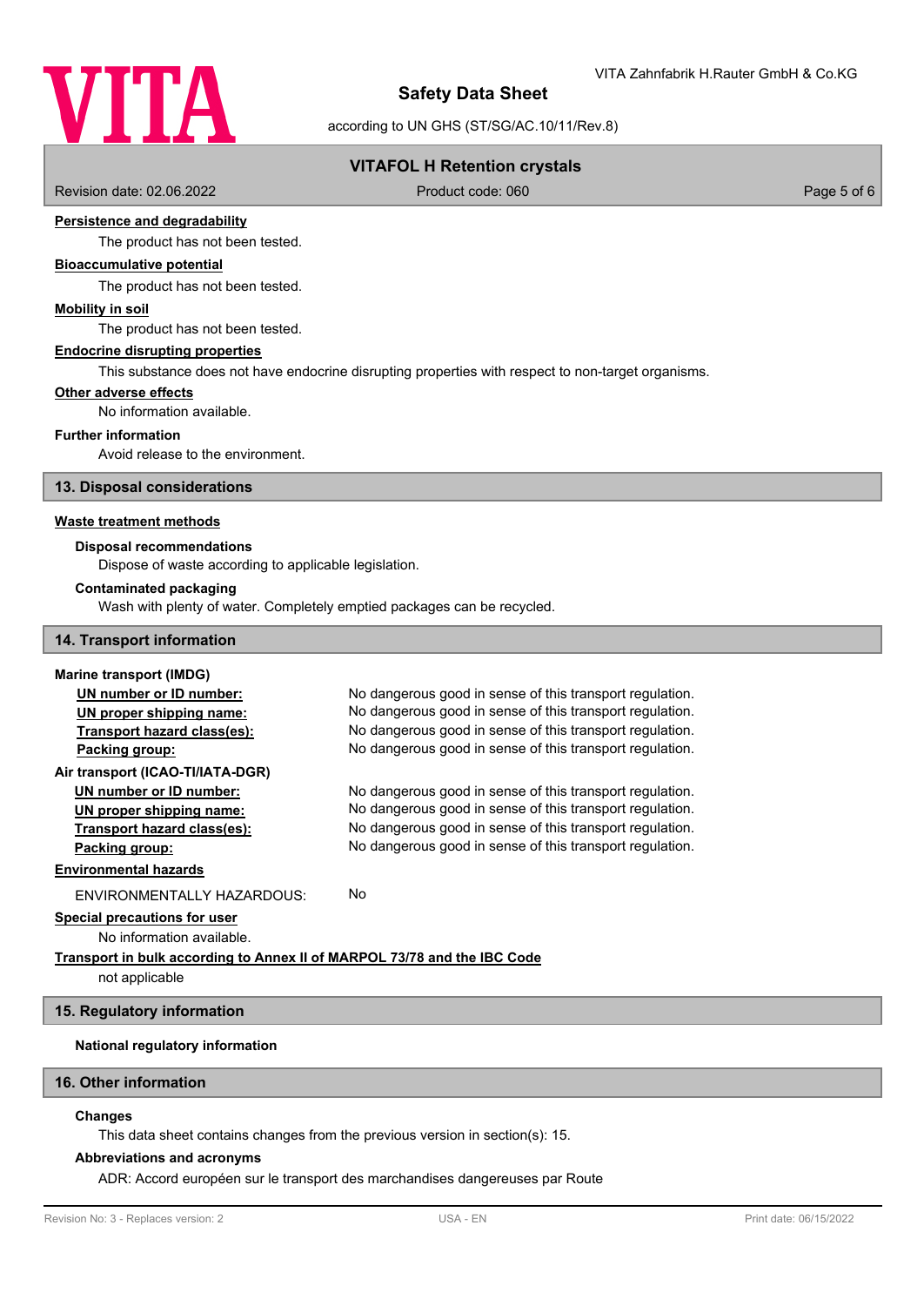#### Persistence and degradability

The product has not been tested.

#### Bioaccumulative potential

The product has not been tested.

#### Mobility in soil

The product has not been tested.

#### Endocrine disrupting properties

This substance does not have endocrine disrupting properties with respect to non-target organisms.

#### Other adverse effects

No information available.

#### Further information

Avoid release to the environment.

## 13. Disposal considerations

#### Waste treatment methods

**Disposal recommendations**

Dispose of waste according to applicable legislation.

**Contaminated packaging**

Wash with plenty of water. Completely emptied packages can be recycled.

## 14. Transport information

**Marine transport (IMDG)**

| | |
|---|---|
| UN number or ID number: | No dangerous good in sense of this transport regulation. |
| UN proper shipping name: | No dangerous good in sense of this transport regulation. |
| Transport hazard class(es): | No dangerous good in sense of this transport regulation. |
| Packing group: | No dangerous good in sense of this transport regulation. |

**Air transport (ICAO-TI/IATA-DGR)**

| | |
|---|---|
| UN number or ID number: | No dangerous good in sense of this transport regulation. |
| UN proper shipping name: | No dangerous good in sense of this transport regulation. |
| Transport hazard class(es): | No dangerous good in sense of this transport regulation. |
| Packing group: | No dangerous good in sense of this transport regulation. |

#### Environmental hazards

ENVIRONMENTALLY HAZARDOUS: No

#### Special precautions for user

No information available.

#### Transport in bulk according to Annex II of MARPOL 73/78 and the IBC Code

not applicable

## 15. Regulatory information

**National regulatory information**

## 16. Other information

**Changes**

This data sheet contains changes from the previous version in section(s): 15.

**Abbreviations and acronyms**

ADR: Accord européen sur le transport des marchandises dangereuses par Route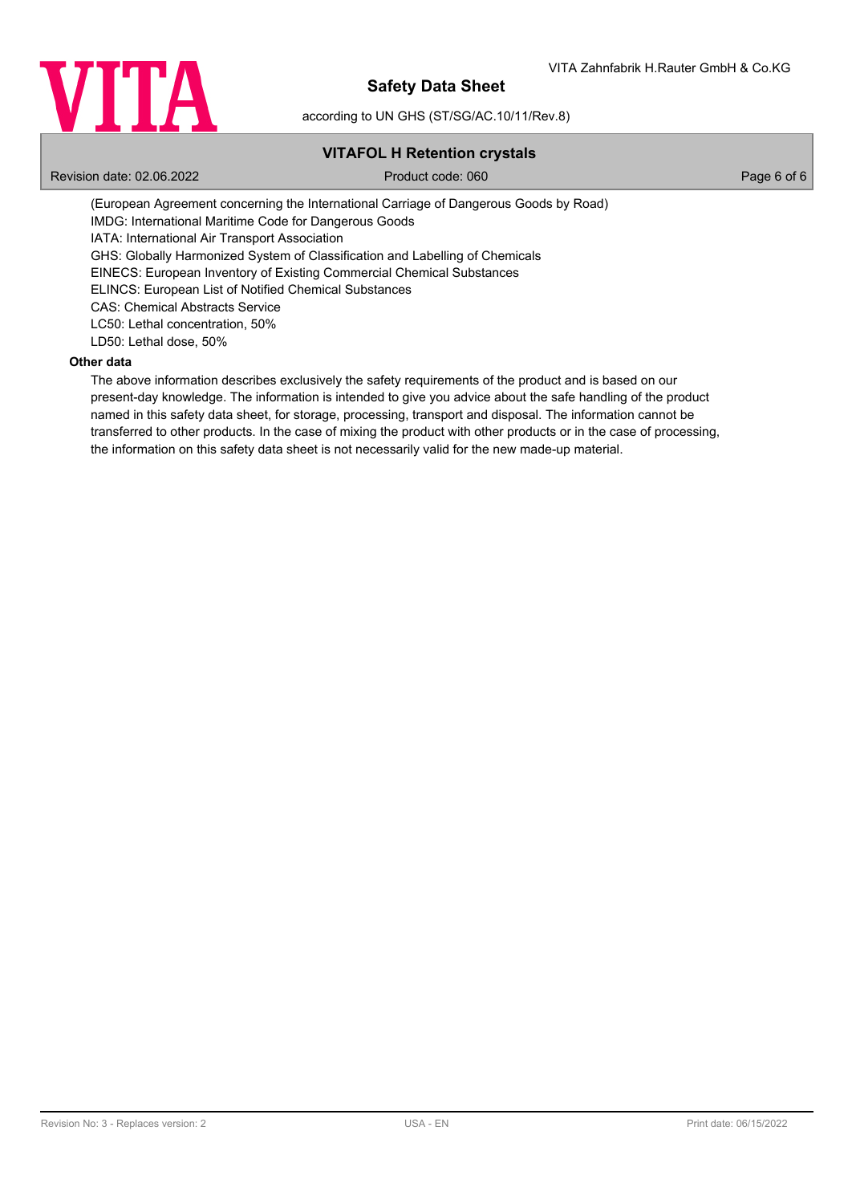(European Agreement concerning the International Carriage of Dangerous Goods by Road)
IMDG: International Maritime Code for Dangerous Goods
IATA: International Air Transport Association
GHS: Globally Harmonized System of Classification and Labelling of Chemicals
EINECS: European Inventory of Existing Commercial Chemical Substances
ELINCS: European List of Notified Chemical Substances
CAS: Chemical Abstracts Service
LC50: Lethal concentration, 50%
LD50: Lethal dose, 50%

**Other data**

The above information describes exclusively the safety requirements of the product and is based on our present-day knowledge. The information is intended to give you advice about the safe handling of the product named in this safety data sheet, for storage, processing, transport and disposal. The information cannot be transferred to other products. In the case of mixing the product with other products or in the case of processing, the information on this safety data sheet is not necessarily valid for the new made-up material.